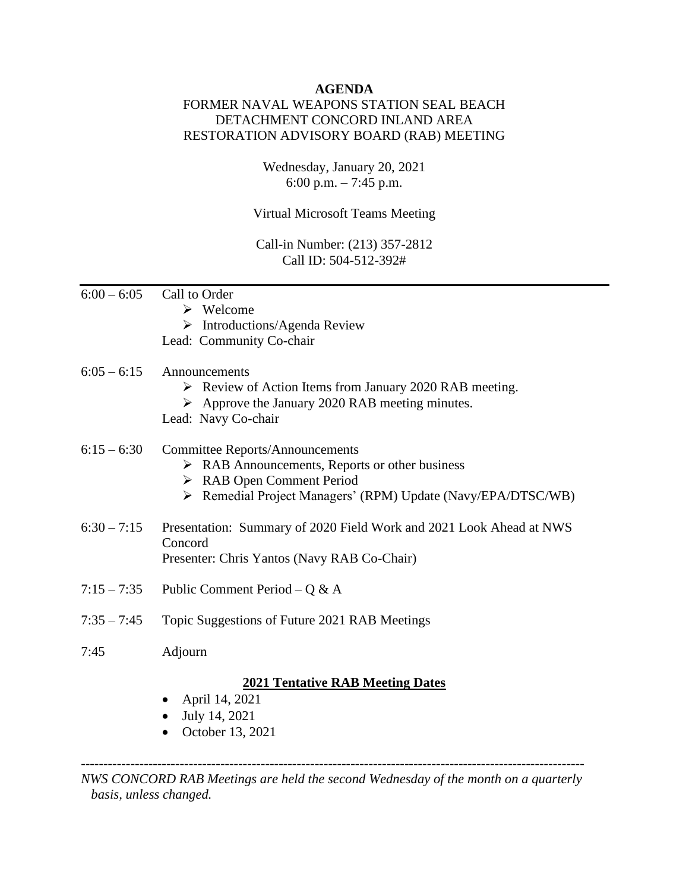# AGENDA

FORMER NAVAL WEAPONS STATION SEAL BEACH
DETACHMENT CONCORD INLAND AREA
RESTORATION ADVISORY BOARD (RAB) MEETING

Wednesday, January 20, 2021
6:00 p.m. – 7:45 p.m.

Virtual Microsoft Teams Meeting

Call-in Number: (213) 357-2812
Call ID: 504-512-392#

---

**6:00 – 6:05** Call to Order

- Welcome
- Introductions/Agenda Review

Lead: Community Co-chair

**6:05 – 6:15** Announcements

- Review of Action Items from January 2020 RAB meeting.
- Approve the January 2020 RAB meeting minutes.

Lead: Navy Co-chair

**6:15 – 6:30** Committee Reports/Announcements

- RAB Announcements, Reports or other business
- RAB Open Comment Period
- Remedial Project Managers' (RPM) Update (Navy/EPA/DTSC/WB)

**6:30 – 7:15** Presentation: Summary of 2020 Field Work and 2021 Look Ahead at NWS Concord
Presenter: Chris Yantos (Navy RAB Co-Chair)

**7:15 – 7:35** Public Comment Period – Q & A

**7:35 – 7:45** Topic Suggestions of Future 2021 RAB Meetings

**7:45** Adjourn

## 2021 Tentative RAB Meeting Dates

- April 14, 2021
- July 14, 2021
- October 13, 2021

---

*NWS CONCORD RAB Meetings are held the second Wednesday of the month on a quarterly basis, unless changed.*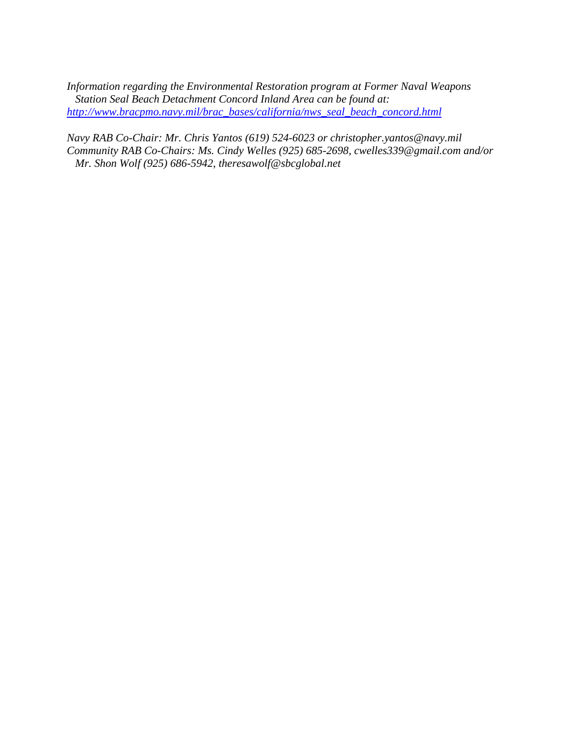*Information regarding the Environmental Restoration program at Former Naval Weapons Station Seal Beach Detachment Concord Inland Area can be found at:*
*http://www.bracpmo.navy.mil/brac_bases/california/nws_seal_beach_concord.html*

*Navy RAB Co-Chair: Mr. Chris Yantos (619) 524-6023 or christopher.yantos@navy.mil*
*Community RAB Co-Chairs: Ms. Cindy Welles (925) 685-2698, cwelles339@gmail.com and/or Mr. Shon Wolf (925) 686-5942, theresawolf@sbcglobal.net*